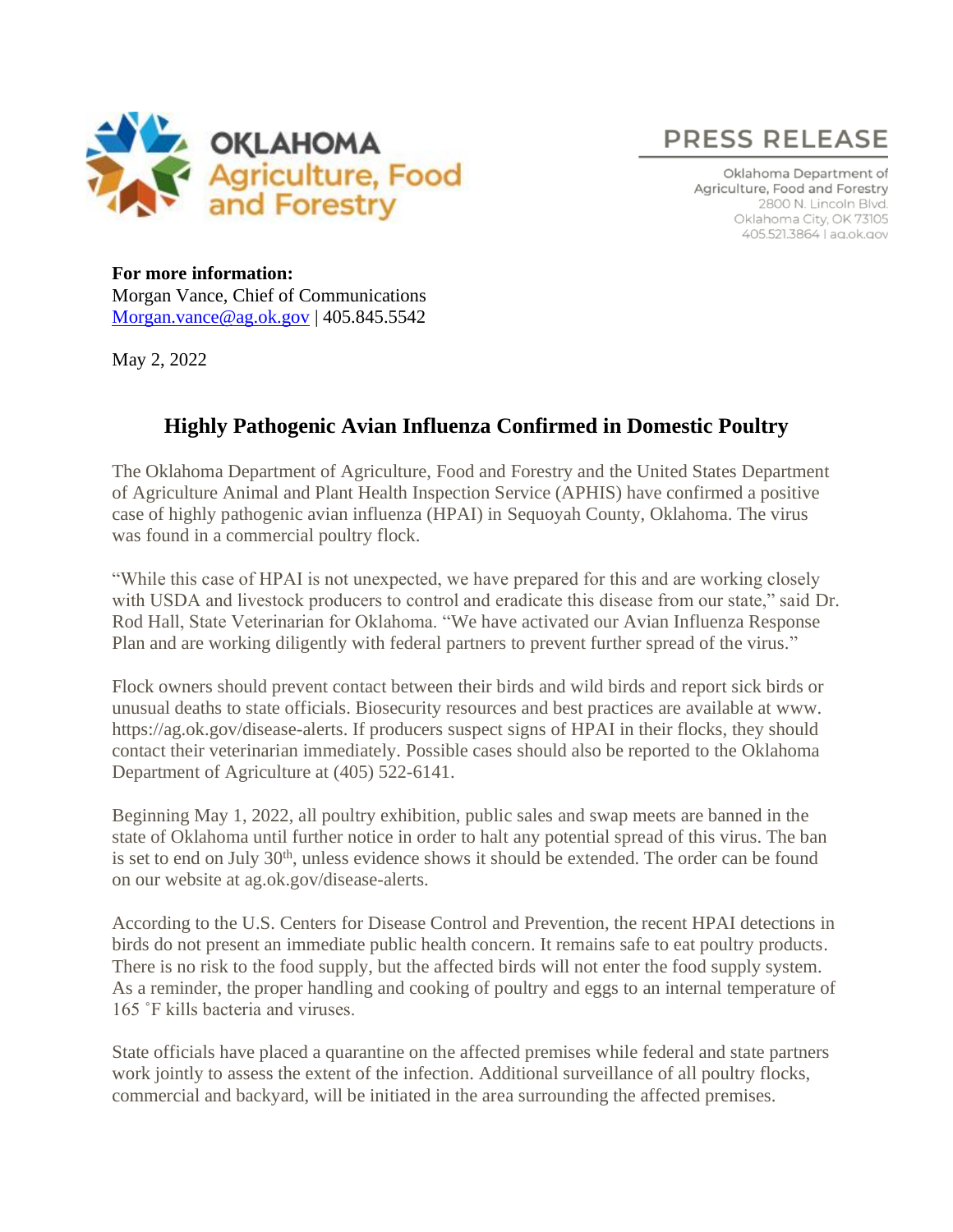**OKLAHOMA Agriculture, Food and Forestry**

**PRESS RELEASE**

Oklahoma Department of Agriculture, Food and Forestry
2800 N. Lincoln Blvd.
Oklahoma City, OK 73105
405.521.3864 | ag.ok.gov

**For more information:**
Morgan Vance, Chief of Communications
Morgan.vance@ag.ok.gov | 405.845.5542

May 2, 2022

## Highly Pathogenic Avian Influenza Confirmed in Domestic Poultry

The Oklahoma Department of Agriculture, Food and Forestry and the United States Department of Agriculture Animal and Plant Health Inspection Service (APHIS) have confirmed a positive case of highly pathogenic avian influenza (HPAI) in Sequoyah County, Oklahoma. The virus was found in a commercial poultry flock.

"While this case of HPAI is not unexpected, we have prepared for this and are working closely with USDA and livestock producers to control and eradicate this disease from our state," said Dr. Rod Hall, State Veterinarian for Oklahoma. "We have activated our Avian Influenza Response Plan and are working diligently with federal partners to prevent further spread of the virus."

Flock owners should prevent contact between their birds and wild birds and report sick birds or unusual deaths to state officials. Biosecurity resources and best practices are available at www. https://ag.ok.gov/disease-alerts. If producers suspect signs of HPAI in their flocks, they should contact their veterinarian immediately. Possible cases should also be reported to the Oklahoma Department of Agriculture at (405) 522-6141.

Beginning May 1, 2022, all poultry exhibition, public sales and swap meets are banned in the state of Oklahoma until further notice in order to halt any potential spread of this virus. The ban is set to end on July 30th, unless evidence shows it should be extended. The order can be found on our website at ag.ok.gov/disease-alerts.

According to the U.S. Centers for Disease Control and Prevention, the recent HPAI detections in birds do not present an immediate public health concern. It remains safe to eat poultry products. There is no risk to the food supply, but the affected birds will not enter the food supply system. As a reminder, the proper handling and cooking of poultry and eggs to an internal temperature of 165 ˚F kills bacteria and viruses.

State officials have placed a quarantine on the affected premises while federal and state partners work jointly to assess the extent of the infection. Additional surveillance of all poultry flocks, commercial and backyard, will be initiated in the area surrounding the affected premises.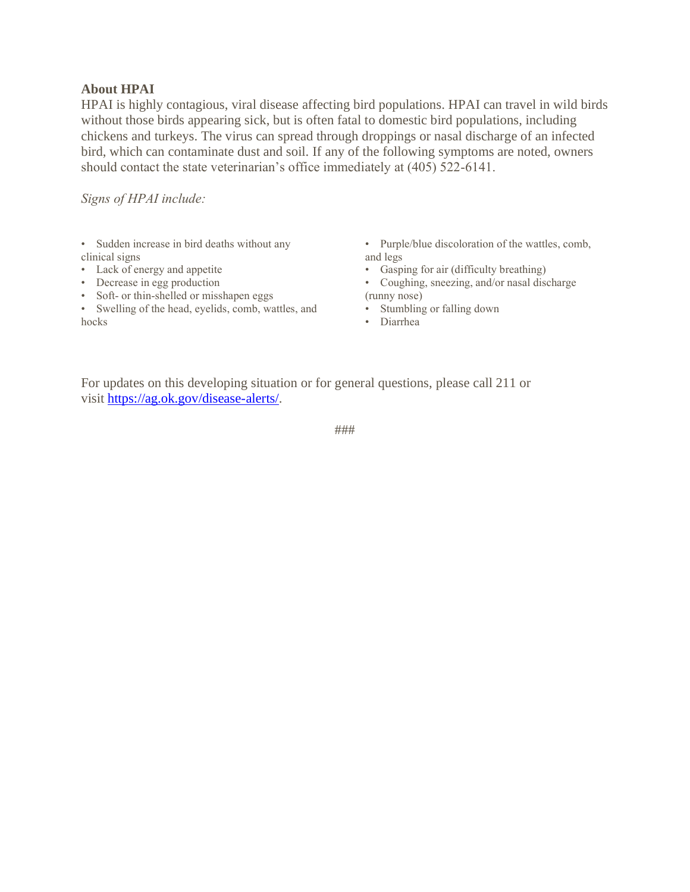**About HPAI**

HPAI is highly contagious, viral disease affecting bird populations. HPAI can travel in wild birds without those birds appearing sick, but is often fatal to domestic bird populations, including chickens and turkeys. The virus can spread through droppings or nasal discharge of an infected bird, which can contaminate dust and soil. If any of the following symptoms are noted, owners should contact the state veterinarian's office immediately at (405) 522-6141.

*Signs of HPAI include:*

- Sudden increase in bird deaths without any clinical signs
- Lack of energy and appetite
- Decrease in egg production
- Soft- or thin-shelled or misshapen eggs
- Swelling of the head, eyelids, comb, wattles, and hocks
- Purple/blue discoloration of the wattles, comb, and legs
- Gasping for air (difficulty breathing)
- Coughing, sneezing, and/or nasal discharge (runny nose)
- Stumbling or falling down
- Diarrhea

For updates on this developing situation or for general questions, please call 211 or visit [https://ag.ok.gov/disease-alerts/](https://ag.ok.gov/disease-alerts/).

###